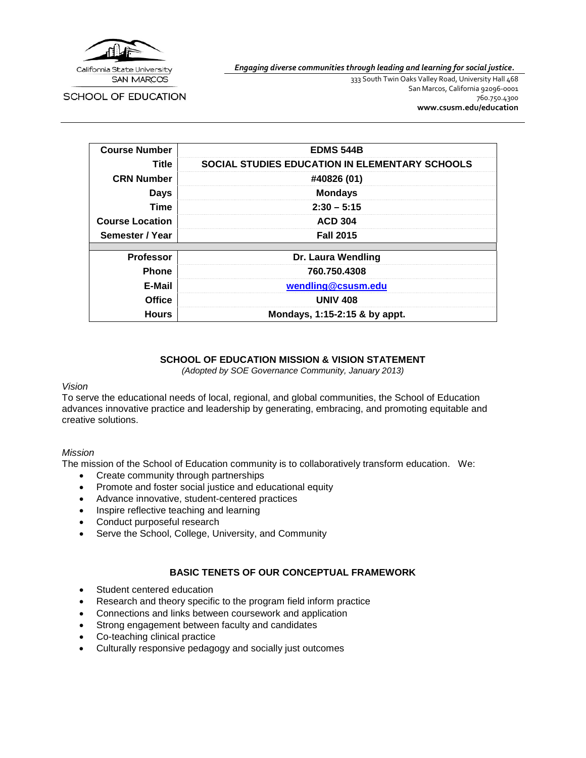California State University
SAN MARCOS

SCHOOL OF EDUCATION

*Engaging diverse communities through leading and learning for social justice.*

333 South Twin Oaks Valley Road, University Hall 468
San Marcos, California 92096-0001
760.750.4300
**www.csusm.edu/education**

| | |
|---|---|
| **Course Number** | **EDMS 544B** |
| **Title** | **SOCIAL STUDIES EDUCATION IN ELEMENTARY SCHOOLS** |
| **CRN Number** | **#40826 (01)** |
| **Days** | **Mondays** |
| **Time** | **2:30 – 5:15** |
| **Course Location** | **ACD 304** |
| **Semester / Year** | **Fall 2015** |
| | |
| **Professor** | **Dr. Laura Wendling** |
| **Phone** | **760.750.4308** |
| **E-Mail** | **wendling@csusm.edu** |
| **Office** | **UNIV 408** |
| **Hours** | **Mondays, 1:15-2:15 & by appt.** |

## SCHOOL OF EDUCATION MISSION & VISION STATEMENT

*(Adopted by SOE Governance Community, January 2013)*

*Vision*

To serve the educational needs of local, regional, and global communities, the School of Education advances innovative practice and leadership by generating, embracing, and promoting equitable and creative solutions.

*Mission*

The mission of the School of Education community is to collaboratively transform education. We:

- Create community through partnerships
- Promote and foster social justice and educational equity
- Advance innovative, student-centered practices
- Inspire reflective teaching and learning
- Conduct purposeful research
- Serve the School, College, University, and Community

## BASIC TENETS OF OUR CONCEPTUAL FRAMEWORK

- Student centered education
- Research and theory specific to the program field inform practice
- Connections and links between coursework and application
- Strong engagement between faculty and candidates
- Co-teaching clinical practice
- Culturally responsive pedagogy and socially just outcomes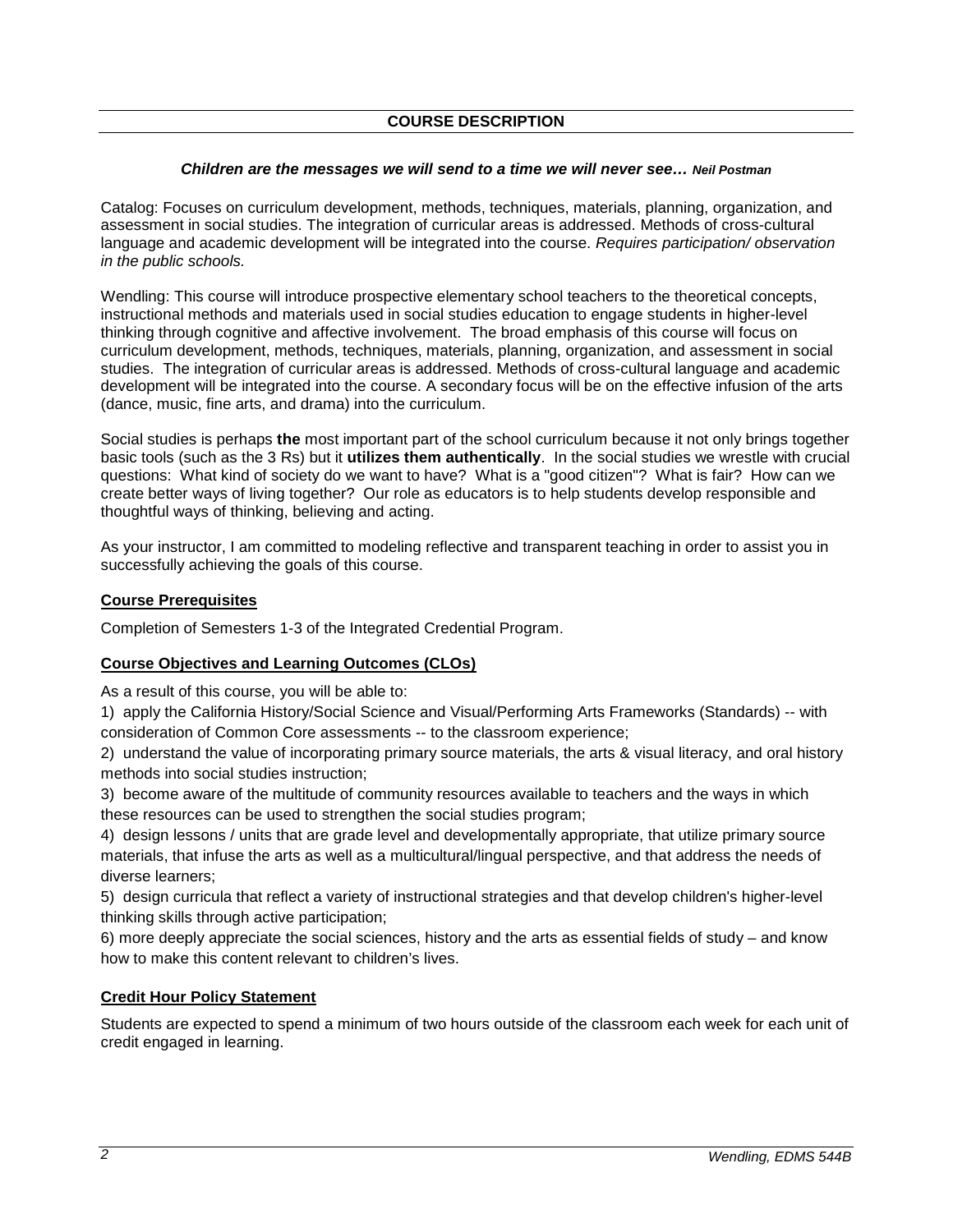## COURSE DESCRIPTION

***Children are the messages we will send to a time we will never see… Neil Postman***

Catalog: Focuses on curriculum development, methods, techniques, materials, planning, organization, and assessment in social studies. The integration of curricular areas is addressed. Methods of cross-cultural language and academic development will be integrated into the course. *Requires participation/ observation in the public schools.*

Wendling: This course will introduce prospective elementary school teachers to the theoretical concepts, instructional methods and materials used in social studies education to engage students in higher-level thinking through cognitive and affective involvement. The broad emphasis of this course will focus on curriculum development, methods, techniques, materials, planning, organization, and assessment in social studies. The integration of curricular areas is addressed. Methods of cross-cultural language and academic development will be integrated into the course. A secondary focus will be on the effective infusion of the arts (dance, music, fine arts, and drama) into the curriculum.

Social studies is perhaps **the** most important part of the school curriculum because it not only brings together basic tools (such as the 3 Rs) but it **utilizes them authentically**. In the social studies we wrestle with crucial questions: What kind of society do we want to have? What is a "good citizen"? What is fair? How can we create better ways of living together? Our role as educators is to help students develop responsible and thoughtful ways of thinking, believing and acting.

As your instructor, I am committed to modeling reflective and transparent teaching in order to assist you in successfully achieving the goals of this course.

### Course Prerequisites

Completion of Semesters 1-3 of the Integrated Credential Program.

### Course Objectives and Learning Outcomes (CLOs)

As a result of this course, you will be able to:

1) apply the California History/Social Science and Visual/Performing Arts Frameworks (Standards) -- with consideration of Common Core assessments -- to the classroom experience;
2) understand the value of incorporating primary source materials, the arts & visual literacy, and oral history methods into social studies instruction;
3) become aware of the multitude of community resources available to teachers and the ways in which these resources can be used to strengthen the social studies program;
4) design lessons / units that are grade level and developmentally appropriate, that utilize primary source materials, that infuse the arts as well as a multicultural/lingual perspective, and that address the needs of diverse learners;
5) design curricula that reflect a variety of instructional strategies and that develop children's higher-level thinking skills through active participation;
6) more deeply appreciate the social sciences, history and the arts as essential fields of study – and know how to make this content relevant to children's lives.

### Credit Hour Policy Statement

Students are expected to spend a minimum of two hours outside of the classroom each week for each unit of credit engaged in learning.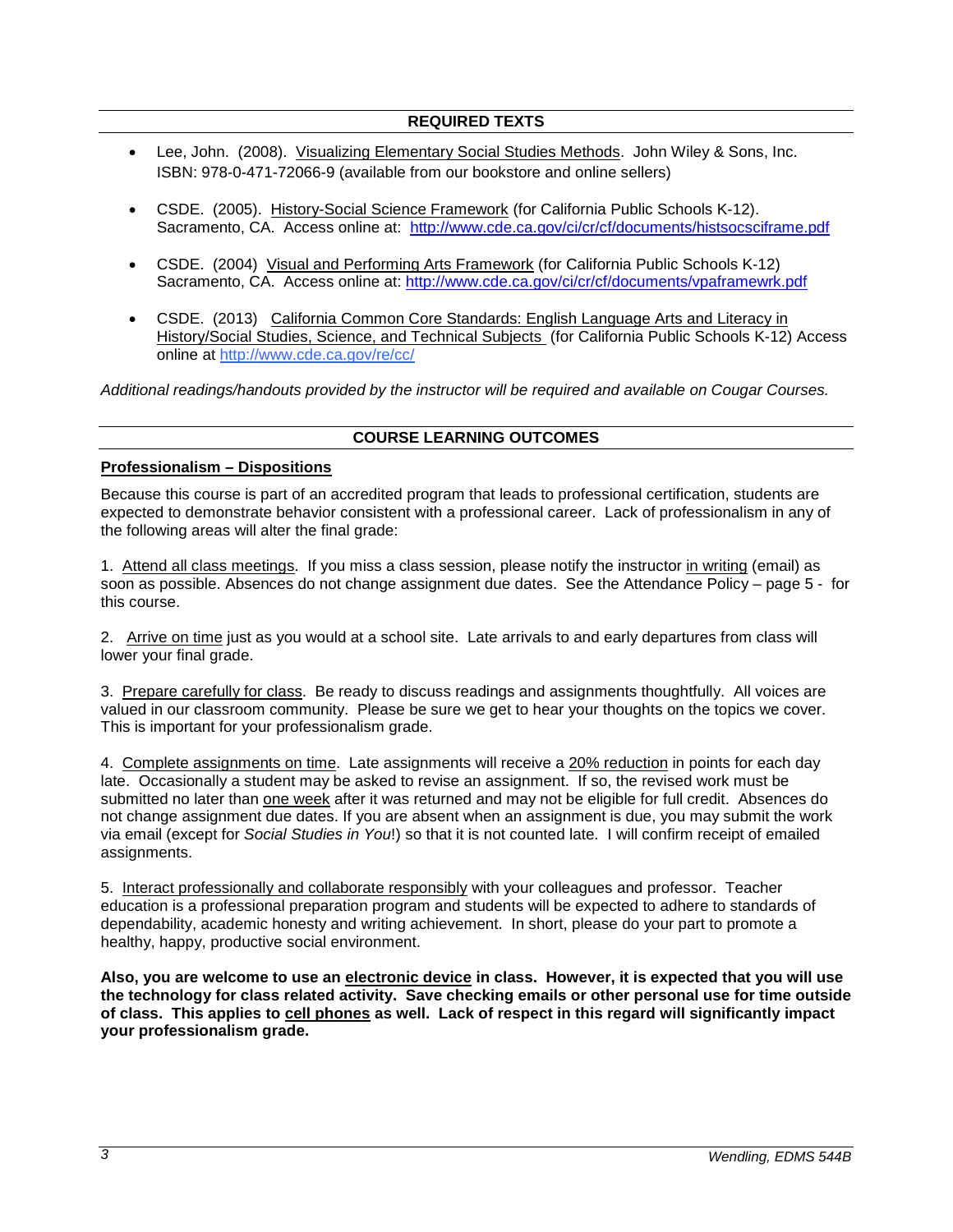## REQUIRED TEXTS

- Lee, John. (2008). Visualizing Elementary Social Studies Methods. John Wiley & Sons, Inc. ISBN: 978-0-471-72066-9 (available from our bookstore and online sellers)
- CSDE. (2005). History-Social Science Framework (for California Public Schools K-12). Sacramento, CA. Access online at: http://www.cde.ca.gov/ci/cr/cf/documents/histsocsciframe.pdf
- CSDE. (2004) Visual and Performing Arts Framework (for California Public Schools K-12) Sacramento, CA. Access online at: http://www.cde.ca.gov/ci/cr/cf/documents/vpaframewrk.pdf
- CSDE. (2013) California Common Core Standards: English Language Arts and Literacy in History/Social Studies, Science, and Technical Subjects (for California Public Schools K-12) Access online at http://www.cde.ca.gov/re/cc/

*Additional readings/handouts provided by the instructor will be required and available on Cougar Courses.*

## COURSE LEARNING OUTCOMES

### Professionalism – Dispositions

Because this course is part of an accredited program that leads to professional certification, students are expected to demonstrate behavior consistent with a professional career. Lack of professionalism in any of the following areas will alter the final grade:

1. Attend all class meetings. If you miss a class session, please notify the instructor in writing (email) as soon as possible. Absences do not change assignment due dates. See the Attendance Policy – page 5 - for this course.

2. Arrive on time just as you would at a school site. Late arrivals to and early departures from class will lower your final grade.

3. Prepare carefully for class. Be ready to discuss readings and assignments thoughtfully. All voices are valued in our classroom community. Please be sure we get to hear your thoughts on the topics we cover. This is important for your professionalism grade.

4. Complete assignments on time. Late assignments will receive a 20% reduction in points for each day late. Occasionally a student may be asked to revise an assignment. If so, the revised work must be submitted no later than one week after it was returned and may not be eligible for full credit. Absences do not change assignment due dates. If you are absent when an assignment is due, you may submit the work via email (except for *Social Studies in You*!) so that it is not counted late. I will confirm receipt of emailed assignments.

5. Interact professionally and collaborate responsibly with your colleagues and professor. Teacher education is a professional preparation program and students will be expected to adhere to standards of dependability, academic honesty and writing achievement. In short, please do your part to promote a healthy, happy, productive social environment.

**Also, you are welcome to use an electronic device in class. However, it is expected that you will use the technology for class related activity. Save checking emails or other personal use for time outside of class. This applies to cell phones as well. Lack of respect in this regard will significantly impact your professionalism grade.**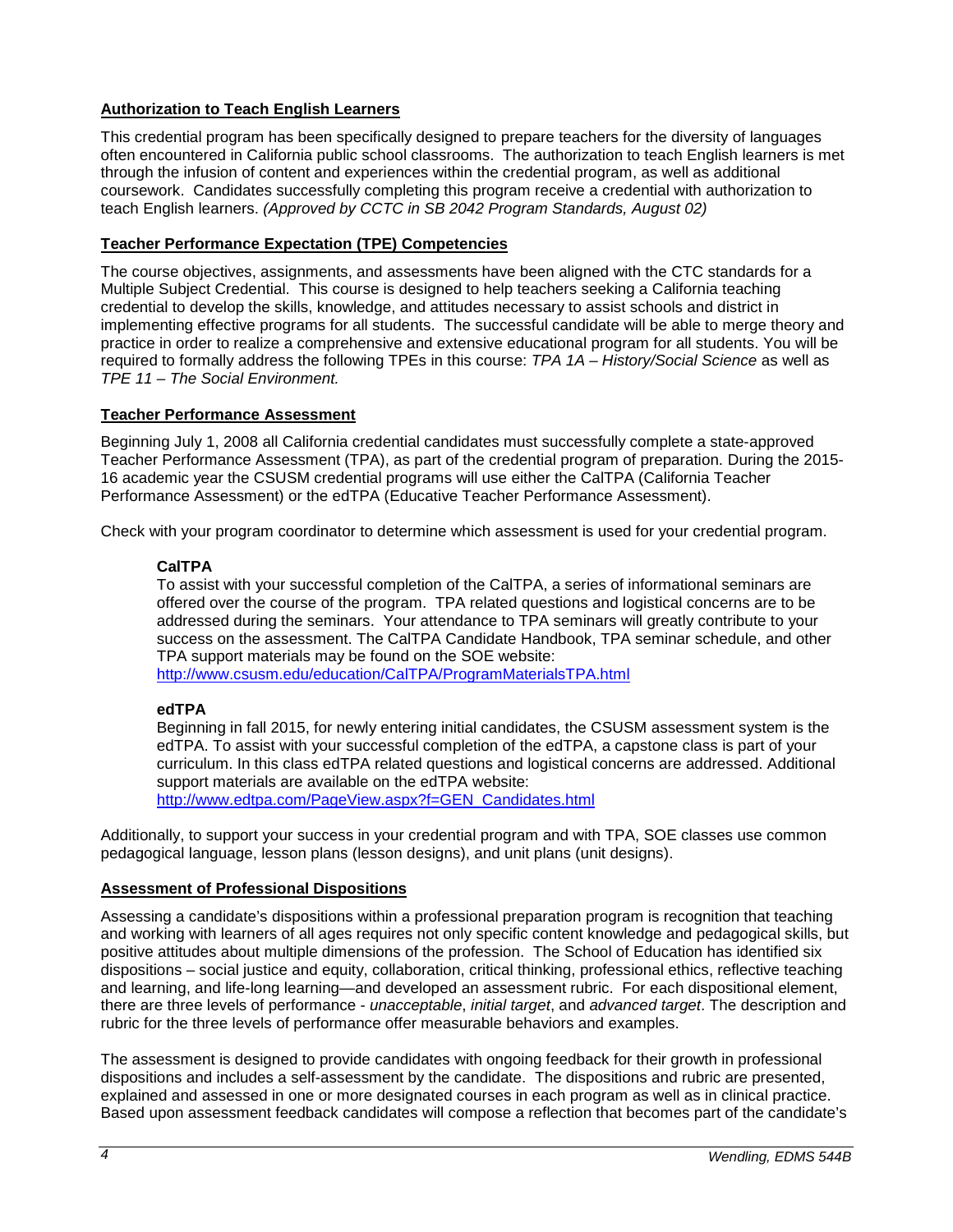## Authorization to Teach English Learners

This credential program has been specifically designed to prepare teachers for the diversity of languages often encountered in California public school classrooms. The authorization to teach English learners is met through the infusion of content and experiences within the credential program, as well as additional coursework. Candidates successfully completing this program receive a credential with authorization to teach English learners. *(Approved by CCTC in SB 2042 Program Standards, August 02)*

## Teacher Performance Expectation (TPE) Competencies

The course objectives, assignments, and assessments have been aligned with the CTC standards for a Multiple Subject Credential. This course is designed to help teachers seeking a California teaching credential to develop the skills, knowledge, and attitudes necessary to assist schools and district in implementing effective programs for all students. The successful candidate will be able to merge theory and practice in order to realize a comprehensive and extensive educational program for all students. You will be required to formally address the following TPEs in this course: *TPA 1A – History/Social Science* as well as *TPE 11 – The Social Environment.*

## Teacher Performance Assessment

Beginning July 1, 2008 all California credential candidates must successfully complete a state-approved Teacher Performance Assessment (TPA), as part of the credential program of preparation. During the 2015-16 academic year the CSUSM credential programs will use either the CalTPA (California Teacher Performance Assessment) or the edTPA (Educative Teacher Performance Assessment).

Check with your program coordinator to determine which assessment is used for your credential program.

### CalTPA

To assist with your successful completion of the CalTPA, a series of informational seminars are offered over the course of the program. TPA related questions and logistical concerns are to be addressed during the seminars. Your attendance to TPA seminars will greatly contribute to your success on the assessment. The CalTPA Candidate Handbook, TPA seminar schedule, and other TPA support materials may be found on the SOE website:
http://www.csusm.edu/education/CalTPA/ProgramMaterialsTPA.html

### edTPA

Beginning in fall 2015, for newly entering initial candidates, the CSUSM assessment system is the edTPA. To assist with your successful completion of the edTPA, a capstone class is part of your curriculum. In this class edTPA related questions and logistical concerns are addressed. Additional support materials are available on the edTPA website:
http://www.edtpa.com/PageView.aspx?f=GEN_Candidates.html

Additionally, to support your success in your credential program and with TPA, SOE classes use common pedagogical language, lesson plans (lesson designs), and unit plans (unit designs).

## Assessment of Professional Dispositions

Assessing a candidate's dispositions within a professional preparation program is recognition that teaching and working with learners of all ages requires not only specific content knowledge and pedagogical skills, but positive attitudes about multiple dimensions of the profession. The School of Education has identified six dispositions – social justice and equity, collaboration, critical thinking, professional ethics, reflective teaching and learning, and life-long learning—and developed an assessment rubric. For each dispositional element, there are three levels of performance - *unacceptable*, *initial target*, and *advanced target*. The description and rubric for the three levels of performance offer measurable behaviors and examples.

The assessment is designed to provide candidates with ongoing feedback for their growth in professional dispositions and includes a self-assessment by the candidate. The dispositions and rubric are presented, explained and assessed in one or more designated courses in each program as well as in clinical practice. Based upon assessment feedback candidates will compose a reflection that becomes part of the candidate's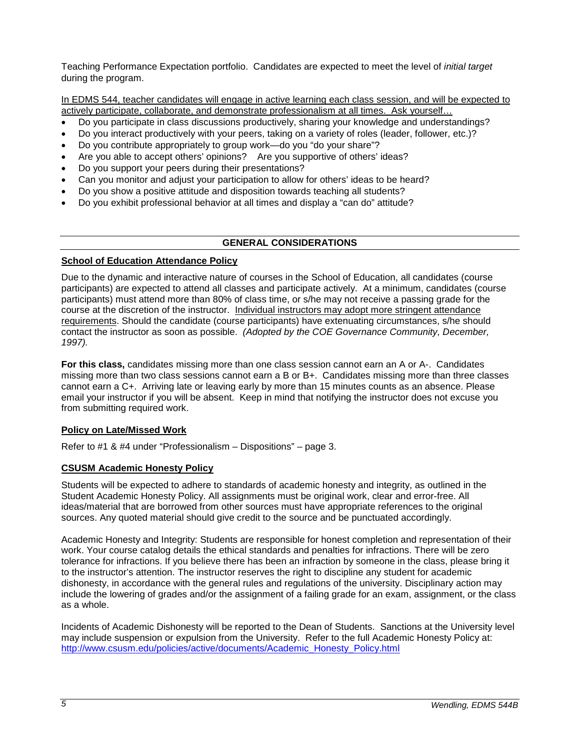Teaching Performance Expectation portfolio. Candidates are expected to meet the level of *initial target* during the program.

In EDMS 544, teacher candidates will engage in active learning each class session, and will be expected to actively participate, collaborate, and demonstrate professionalism at all times. Ask yourself…

- Do you participate in class discussions productively, sharing your knowledge and understandings?
- Do you interact productively with your peers, taking on a variety of roles (leader, follower, etc.)?
- Do you contribute appropriately to group work—do you "do your share"?
- Are you able to accept others' opinions? Are you supportive of others' ideas?
- Do you support your peers during their presentations?
- Can you monitor and adjust your participation to allow for others' ideas to be heard?
- Do you show a positive attitude and disposition towards teaching all students?
- Do you exhibit professional behavior at all times and display a "can do" attitude?

## GENERAL CONSIDERATIONS

### School of Education Attendance Policy

Due to the dynamic and interactive nature of courses in the School of Education, all candidates (course participants) are expected to attend all classes and participate actively. At a minimum, candidates (course participants) must attend more than 80% of class time, or s/he may not receive a passing grade for the course at the discretion of the instructor. Individual instructors may adopt more stringent attendance requirements. Should the candidate (course participants) have extenuating circumstances, s/he should contact the instructor as soon as possible. *(Adopted by the COE Governance Community, December, 1997).*

**For this class,** candidates missing more than one class session cannot earn an A or A-. Candidates missing more than two class sessions cannot earn a B or B+. Candidates missing more than three classes cannot earn a C+. Arriving late or leaving early by more than 15 minutes counts as an absence. Please email your instructor if you will be absent. Keep in mind that notifying the instructor does not excuse you from submitting required work.

### Policy on Late/Missed Work

Refer to #1 & #4 under "Professionalism – Dispositions" – page 3.

### CSUSM Academic Honesty Policy

Students will be expected to adhere to standards of academic honesty and integrity, as outlined in the Student Academic Honesty Policy. All assignments must be original work, clear and error-free. All ideas/material that are borrowed from other sources must have appropriate references to the original sources. Any quoted material should give credit to the source and be punctuated accordingly.

Academic Honesty and Integrity: Students are responsible for honest completion and representation of their work. Your course catalog details the ethical standards and penalties for infractions. There will be zero tolerance for infractions. If you believe there has been an infraction by someone in the class, please bring it to the instructor's attention. The instructor reserves the right to discipline any student for academic dishonesty, in accordance with the general rules and regulations of the university. Disciplinary action may include the lowering of grades and/or the assignment of a failing grade for an exam, assignment, or the class as a whole.

Incidents of Academic Dishonesty will be reported to the Dean of Students. Sanctions at the University level may include suspension or expulsion from the University. Refer to the full Academic Honesty Policy at: http://www.csusm.edu/policies/active/documents/Academic_Honesty_Policy.html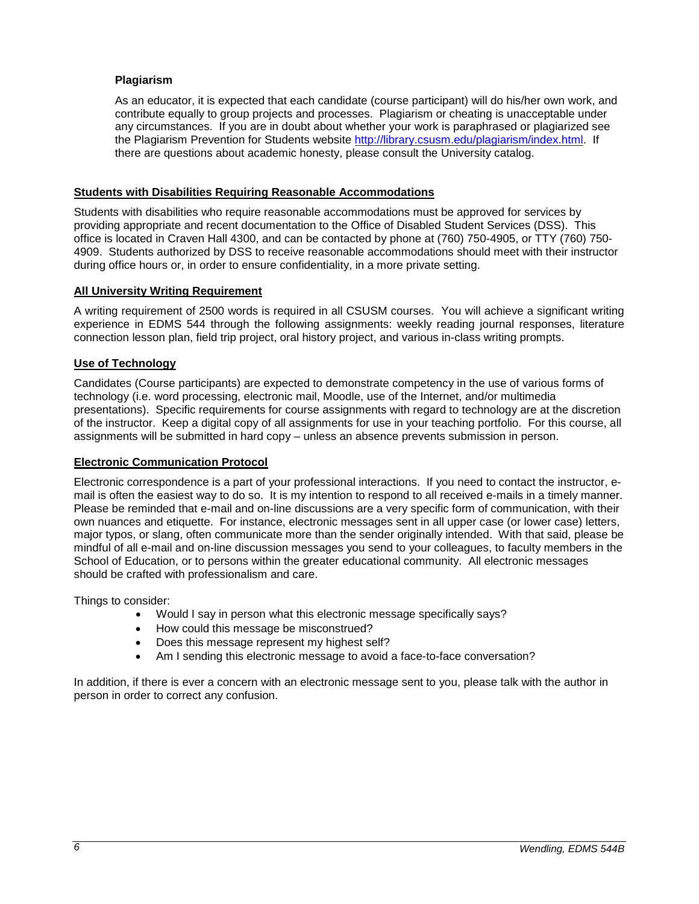### Plagiarism

As an educator, it is expected that each candidate (course participant) will do his/her own work, and contribute equally to group projects and processes. Plagiarism or cheating is unacceptable under any circumstances. If you are in doubt about whether your work is paraphrased or plagiarized see the Plagiarism Prevention for Students website http://library.csusm.edu/plagiarism/index.html. If there are questions about academic honesty, please consult the University catalog.

## Students with Disabilities Requiring Reasonable Accommodations

Students with disabilities who require reasonable accommodations must be approved for services by providing appropriate and recent documentation to the Office of Disabled Student Services (DSS). This office is located in Craven Hall 4300, and can be contacted by phone at (760) 750-4905, or TTY (760) 750-4909. Students authorized by DSS to receive reasonable accommodations should meet with their instructor during office hours or, in order to ensure confidentiality, in a more private setting.

## All University Writing Requirement

A writing requirement of 2500 words is required in all CSUSM courses. You will achieve a significant writing experience in EDMS 544 through the following assignments: weekly reading journal responses, literature connection lesson plan, field trip project, oral history project, and various in-class writing prompts.

## Use of Technology

Candidates (Course participants) are expected to demonstrate competency in the use of various forms of technology (i.e. word processing, electronic mail, Moodle, use of the Internet, and/or multimedia presentations). Specific requirements for course assignments with regard to technology are at the discretion of the instructor. Keep a digital copy of all assignments for use in your teaching portfolio. For this course, all assignments will be submitted in hard copy – unless an absence prevents submission in person.

## Electronic Communication Protocol

Electronic correspondence is a part of your professional interactions. If you need to contact the instructor, e-mail is often the easiest way to do so. It is my intention to respond to all received e-mails in a timely manner. Please be reminded that e-mail and on-line discussions are a very specific form of communication, with their own nuances and etiquette. For instance, electronic messages sent in all upper case (or lower case) letters, major typos, or slang, often communicate more than the sender originally intended. With that said, please be mindful of all e-mail and on-line discussion messages you send to your colleagues, to faculty members in the School of Education, or to persons within the greater educational community. All electronic messages should be crafted with professionalism and care.

Things to consider:

- Would I say in person what this electronic message specifically says?
- How could this message be misconstrued?
- Does this message represent my highest self?
- Am I sending this electronic message to avoid a face-to-face conversation?

In addition, if there is ever a concern with an electronic message sent to you, please talk with the author in person in order to correct any confusion.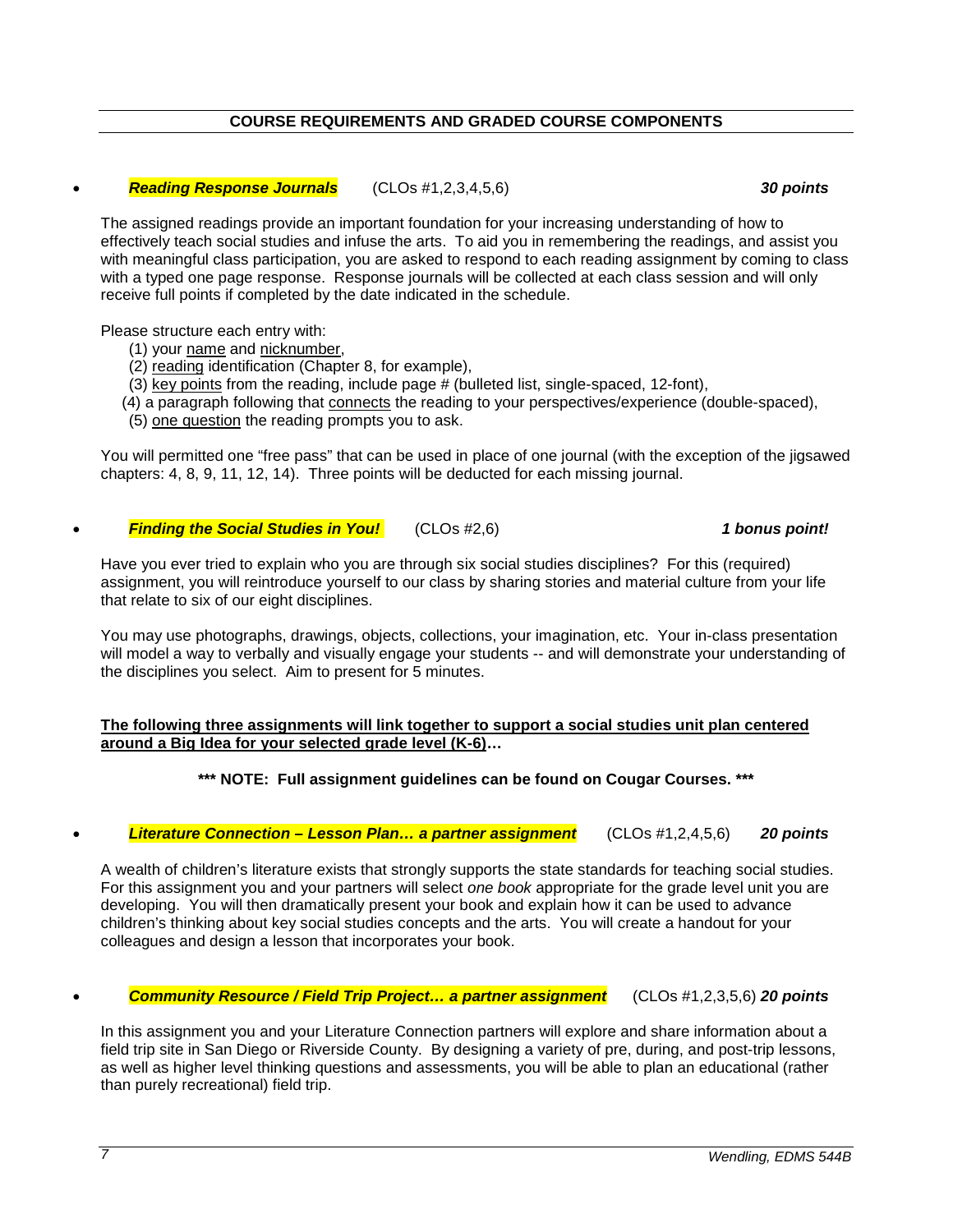## COURSE REQUIREMENTS AND GRADED COURSE COMPONENTS

- ***Reading Response Journals*** (CLOs #1,2,3,4,5,6) ***30 points***

The assigned readings provide an important foundation for your increasing understanding of how to effectively teach social studies and infuse the arts. To aid you in remembering the readings, and assist you with meaningful class participation, you are asked to respond to each reading assignment by coming to class with a typed one page response. Response journals will be collected at each class session and will only receive full points if completed by the date indicated in the schedule.

Please structure each entry with:

(1) your name and nicknumber,
(2) reading identification (Chapter 8, for example),
(3) key points from the reading, include page # (bulleted list, single-spaced, 12-font),
(4) a paragraph following that connects the reading to your perspectives/experience (double-spaced),
(5) one question the reading prompts you to ask.

You will permitted one "free pass" that can be used in place of one journal (with the exception of the jigsawed chapters: 4, 8, 9, 11, 12, 14). Three points will be deducted for each missing journal.

- ***Finding the Social Studies in You!*** (CLOs #2,6) ***1 bonus point!***

Have you ever tried to explain who you are through six social studies disciplines? For this (required) assignment, you will reintroduce yourself to our class by sharing stories and material culture from your life that relate to six of our eight disciplines.

You may use photographs, drawings, objects, collections, your imagination, etc. Your in-class presentation will model a way to verbally and visually engage your students -- and will demonstrate your understanding of the disciplines you select. Aim to present for 5 minutes.

**The following three assignments will link together to support a social studies unit plan centered around a Big Idea for your selected grade level (K-6)…**

**\*\*\* NOTE: Full assignment guidelines can be found on Cougar Courses. \*\*\***

- ***Literature Connection – Lesson Plan… a partner assignment*** (CLOs #1,2,4,5,6) ***20 points***

A wealth of children's literature exists that strongly supports the state standards for teaching social studies. For this assignment you and your partners will select *one book* appropriate for the grade level unit you are developing. You will then dramatically present your book and explain how it can be used to advance children's thinking about key social studies concepts and the arts. You will create a handout for your colleagues and design a lesson that incorporates your book.

- ***Community Resource / Field Trip Project… a partner assignment*** (CLOs #1,2,3,5,6) ***20 points***

In this assignment you and your Literature Connection partners will explore and share information about a field trip site in San Diego or Riverside County. By designing a variety of pre, during, and post-trip lessons, as well as higher level thinking questions and assessments, you will be able to plan an educational (rather than purely recreational) field trip.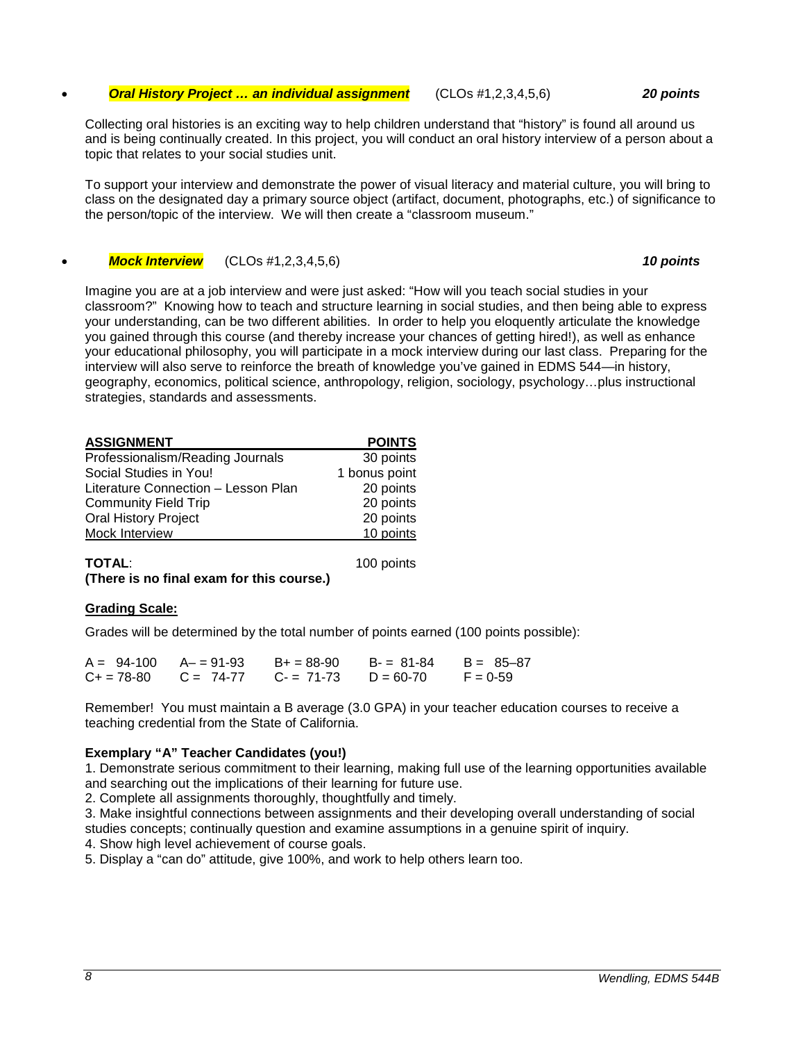- ***Oral History Project … an individual assignment*** (CLOs #1,2,3,4,5,6) ***20 points***

  Collecting oral histories is an exciting way to help children understand that "history" is found all around us and is being continually created. In this project, you will conduct an oral history interview of a person about a topic that relates to your social studies unit.

  To support your interview and demonstrate the power of visual literacy and material culture, you will bring to class on the designated day a primary source object (artifact, document, photographs, etc.) of significance to the person/topic of the interview. We will then create a "classroom museum."

- ***Mock Interview*** (CLOs #1,2,3,4,5,6) ***10 points***

  Imagine you are at a job interview and were just asked: "How will you teach social studies in your classroom?" Knowing how to teach and structure learning in social studies, and then being able to express your understanding, can be two different abilities. In order to help you eloquently articulate the knowledge you gained through this course (and thereby increase your chances of getting hired!), as well as enhance your educational philosophy, you will participate in a mock interview during our last class. Preparing for the interview will also serve to reinforce the breath of knowledge you've gained in EDMS 544—in history, geography, economics, political science, anthropology, religion, sociology, psychology…plus instructional strategies, standards and assessments.

| ASSIGNMENT | POINTS |
|---|---|
| Professionalism/Reading Journals | 30 points |
| Social Studies in You! | 1 bonus point |
| Literature Connection – Lesson Plan | 20 points |
| Community Field Trip | 20 points |
| Oral History Project | 20 points |
| Mock Interview | 10 points |
| **TOTAL**: | 100 points |

**(There is no final exam for this course.)**

**Grading Scale:**

Grades will be determined by the total number of points earned (100 points possible):

| | | | | |
|---|---|---|---|---|
| A = 94-100 | A– = 91-93 | B+ = 88-90 | B- = 81-84 | B = 85–87 |
| C+ = 78-80 | C = 74-77 | C- = 71-73 | D = 60-70 | F = 0-59 |

Remember! You must maintain a B average (3.0 GPA) in your teacher education courses to receive a teaching credential from the State of California.

**Exemplary "A" Teacher Candidates (you!)**

1. Demonstrate serious commitment to their learning, making full use of the learning opportunities available and searching out the implications of their learning for future use.
2. Complete all assignments thoroughly, thoughtfully and timely.
3. Make insightful connections between assignments and their developing overall understanding of social studies concepts; continually question and examine assumptions in a genuine spirit of inquiry.
4. Show high level achievement of course goals.
5. Display a "can do" attitude, give 100%, and work to help others learn too.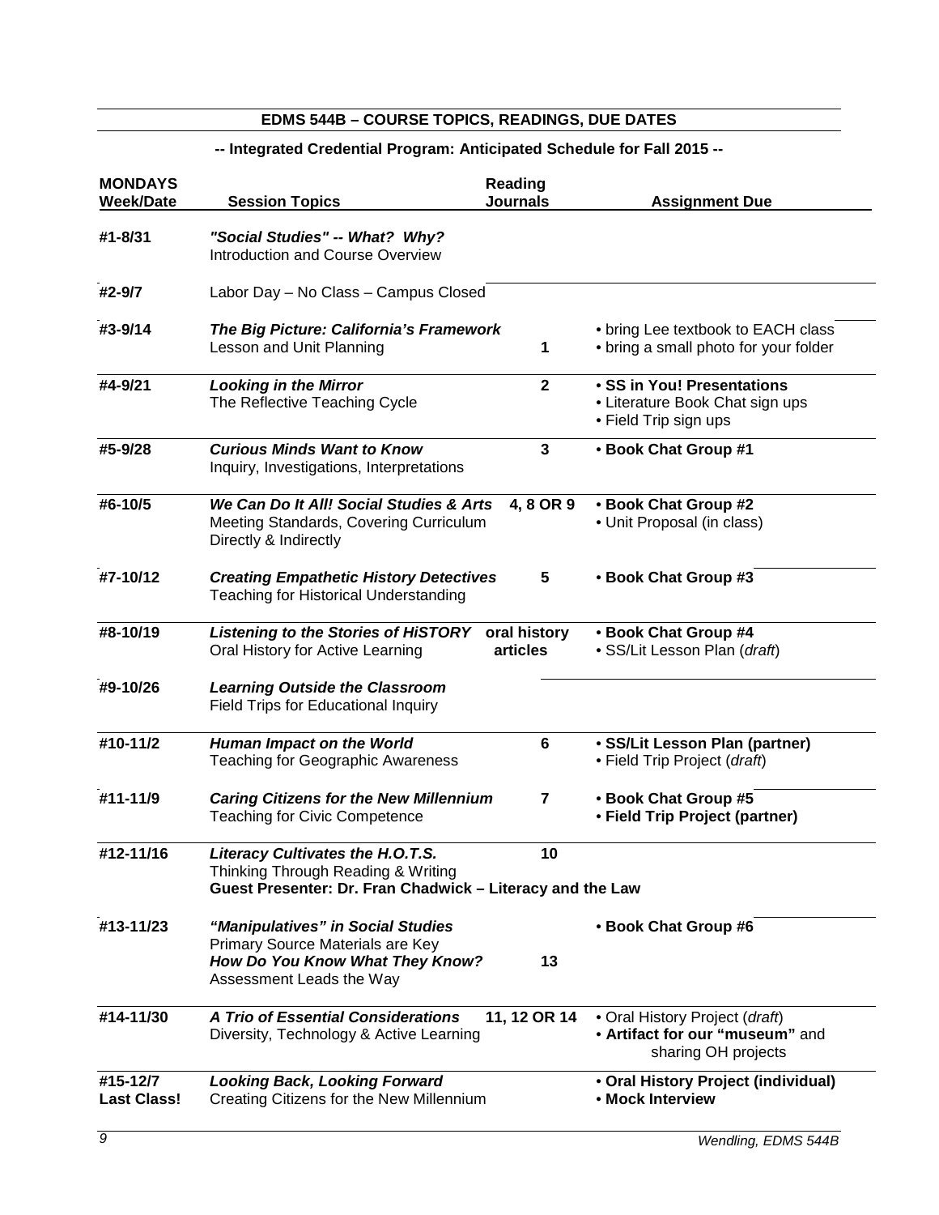## EDMS 544B – COURSE TOPICS, READINGS, DUE DATES

**-- Integrated Credential Program: Anticipated Schedule for Fall 2015 --**

| MONDAYS Week/Date | Session Topics | Reading Journals | Assignment Due |
|---|---|---|---|
| #1-8/31 | ***"Social Studies" -- What? Why?*** <br> Introduction and Course Overview | | |
| #2-9/7 | Labor Day – No Class – Campus Closed | | |
| #3-9/14 | ***The Big Picture: California's Framework*** <br> Lesson and Unit Planning | 1 | • bring Lee textbook to EACH class <br> • bring a small photo for your folder |
| #4-9/21 | ***Looking in the Mirror*** <br> The Reflective Teaching Cycle | 2 | • **SS in You! Presentations** <br> • Literature Book Chat sign ups <br> • Field Trip sign ups |
| #5-9/28 | ***Curious Minds Want to Know*** <br> Inquiry, Investigations, Interpretations | 3 | • **Book Chat Group #1** |
| #6-10/5 | ***We Can Do It All! Social Studies & Arts*** <br> Meeting Standards, Covering Curriculum Directly & Indirectly | 4, 8 OR 9 | • **Book Chat Group #2** <br> • Unit Proposal (in class) |
| #7-10/12 | ***Creating Empathetic History Detectives*** <br> Teaching for Historical Understanding | 5 | • **Book Chat Group #3** |
| #8-10/19 | ***Listening to the Stories of HiSTORY*** <br> Oral History for Active Learning | oral history articles | • **Book Chat Group #4** <br> • SS/Lit Lesson Plan (*draft*) |
| #9-10/26 | ***Learning Outside the Classroom*** <br> Field Trips for Educational Inquiry | | |
| #10-11/2 | ***Human Impact on the World*** <br> Teaching for Geographic Awareness | 6 | • **SS/Lit Lesson Plan (partner)** <br> • Field Trip Project (*draft*) |
| #11-11/9 | ***Caring Citizens for the New Millennium*** <br> Teaching for Civic Competence | 7 | • **Book Chat Group #5** <br> • **Field Trip Project (partner)** |
| #12-11/16 | ***Literacy Cultivates the H.O.T.S.*** <br> Thinking Through Reading & Writing <br> **Guest Presenter: Dr. Fran Chadwick – Literacy and the Law** | 10 | |
| #13-11/23 | ***"Manipulatives" in Social Studies*** <br> Primary Source Materials are Key <br> ***How Do You Know What They Know?*** <br> Assessment Leads the Way | 13 | • **Book Chat Group #6** |
| #14-11/30 | ***A Trio of Essential Considerations*** <br> Diversity, Technology & Active Learning | 11, 12 OR 14 | • Oral History Project (*draft*) <br> • **Artifact for our "museum"** and sharing OH projects |
| #15-12/7 **Last Class!** | ***Looking Back, Looking Forward*** <br> Creating Citizens for the New Millennium | | • **Oral History Project (individual)** <br> • **Mock Interview** |